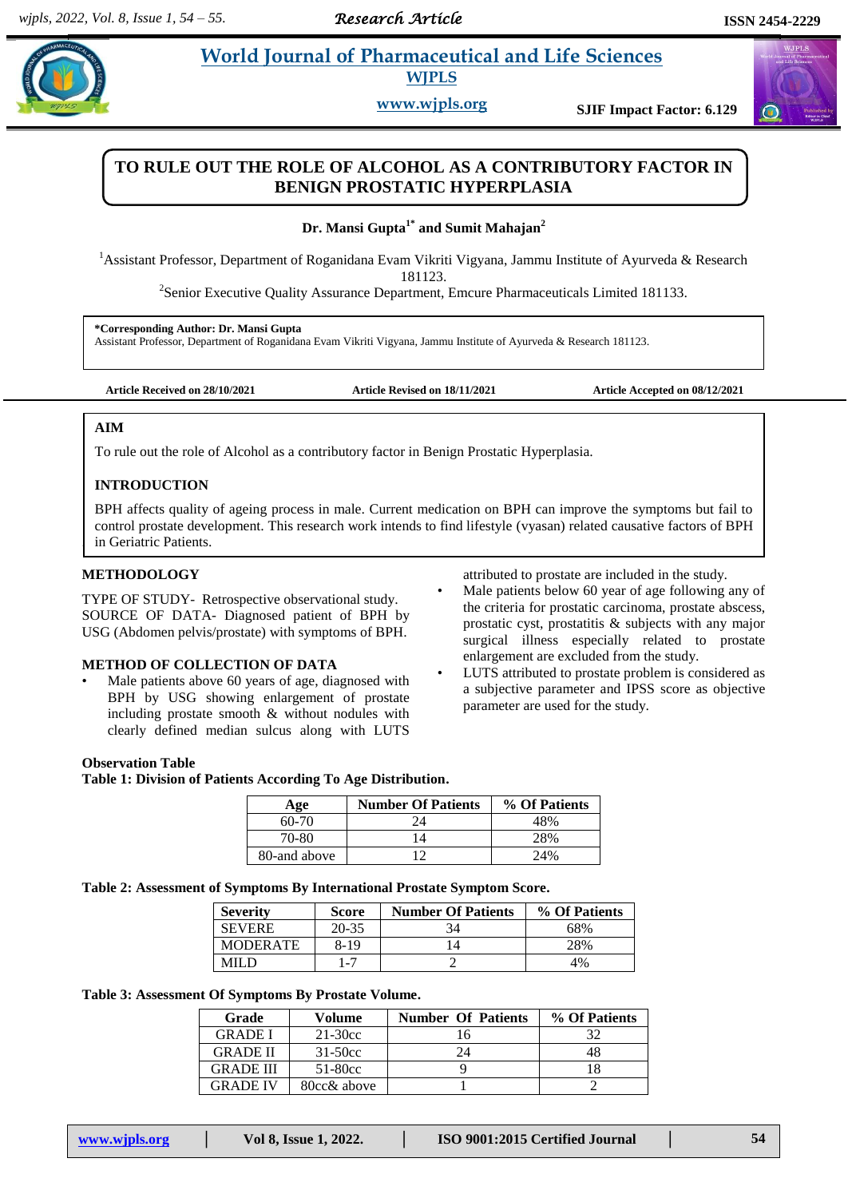# TO RULE OUT THE ROLE OF ALCOHOL AS A CONTRIBUTORY FACTOR IN BENIGN PROSTATIC HYPERPLASIA

**Dr. Mansi Gupta[1*] and Sumit Mahajan[2]**

[1]Assistant Professor, Department of Roganidana Evam Vikriti Vigyana, Jammu Institute of Ayurveda & Research 181123.

[2]Senior Executive Quality Assurance Department, Emcure Pharmaceuticals Limited 181133.

**\*Corresponding Author: Dr. Mansi Gupta**
Assistant Professor, Department of Roganidana Evam Vikriti Vigyana, Jammu Institute of Ayurveda & Research 181123.

**Article Received on 28/10/2021** **Article Revised on 18/11/2021** **Article Accepted on 08/12/2021**

## AIM

To rule out the role of Alcohol as a contributory factor in Benign Prostatic Hyperplasia.

## INTRODUCTION

BPH affects quality of ageing process in male. Current medication on BPH can improve the symptoms but fail to control prostate development. This research work intends to find lifestyle (vyasan) related causative factors of BPH in Geriatric Patients.

## METHODOLOGY

TYPE OF STUDY- Retrospective observational study.
SOURCE OF DATA- Diagnosed patient of BPH by USG (Abdomen pelvis/prostate) with symptoms of BPH.

## METHOD OF COLLECTION OF DATA

- Male patients above 60 years of age, diagnosed with BPH by USG showing enlargement of prostate including prostate smooth & without nodules with clearly defined median sulcus along with LUTS attributed to prostate are included in the study.
- Male patients below 60 year of age following any of the criteria for prostatic carcinoma, prostate abscess, prostatic cyst, prostatitis & subjects with any major surgical illness especially related to prostate enlargement are excluded from the study.
- LUTS attributed to prostate problem is considered as a subjective parameter and IPSS score as objective parameter are used for the study.

**Observation Table**

**Table 1: Division of Patients According To Age Distribution.**

| Age | Number Of Patients | % Of Patients |
|---|---|---|
| 60-70 | 24 | 48% |
| 70-80 | 14 | 28% |
| 80-and above | 12 | 24% |

**Table 2: Assessment of Symptoms By International Prostate Symptom Score.**

| Severity | Score | Number Of Patients | % Of Patients |
|---|---|---|---|
| SEVERE | 20-35 | 34 | 68% |
| MODERATE | 8-19 | 14 | 28% |
| MILD | 1-7 | 2 | 4% |

**Table 3: Assessment Of Symptoms By Prostate Volume.**

| Grade | Volume | Number Of Patients | % Of Patients |
|---|---|---|---|
| GRADE I | 21-30cc | 16 | 32 |
| GRADE II | 31-50cc | 24 | 48 |
| GRADE III | 51-80cc | 9 | 18 |
| GRADE IV | 80cc& above | 1 | 2 |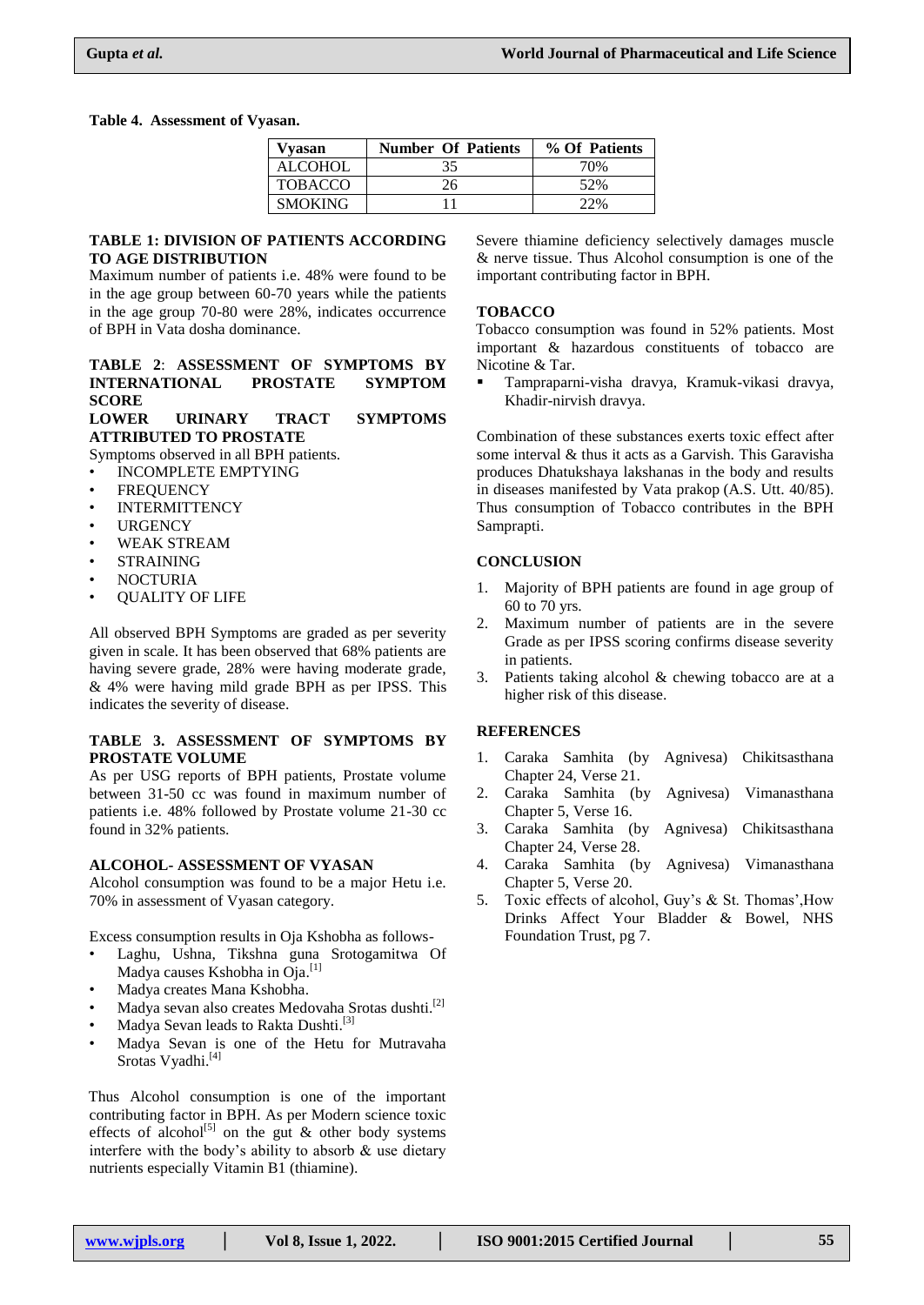**Table 4. Assessment of Vyasan.**

| Vyasan | Number Of Patients | % Of Patients |
|---|---|---|
| ALCOHOL | 35 | 70% |
| TOBACCO | 26 | 52% |
| SMOKING | 11 | 22% |

**TABLE 1: DIVISION OF PATIENTS ACCORDING TO AGE DISTRIBUTION**

Maximum number of patients i.e. 48% were found to be in the age group between 60-70 years while the patients in the age group 70-80 were 28%, indicates occurrence of BPH in Vata dosha dominance.

**TABLE 2: ASSESSMENT OF SYMPTOMS BY INTERNATIONAL PROSTATE SYMPTOM SCORE**

**LOWER URINARY TRACT SYMPTOMS ATTRIBUTED TO PROSTATE**

Symptoms observed in all BPH patients.

- INCOMPLETE EMPTYING
- FREQUENCY
- INTERMITTENCY
- URGENCY
- WEAK STREAM
- STRAINING
- NOCTURIA
- QUALITY OF LIFE

All observed BPH Symptoms are graded as per severity given in scale. It has been observed that 68% patients are having severe grade, 28% were having moderate grade, & 4% were having mild grade BPH as per IPSS. This indicates the severity of disease.

**TABLE 3. ASSESSMENT OF SYMPTOMS BY PROSTATE VOLUME**

As per USG reports of BPH patients, Prostate volume between 31-50 cc was found in maximum number of patients i.e. 48% followed by Prostate volume 21-30 cc found in 32% patients.

**ALCOHOL- ASSESSMENT OF VYASAN**

Alcohol consumption was found to be a major Hetu i.e. 70% in assessment of Vyasan category.

Excess consumption results in Oja Kshobha as follows-

- Laghu, Ushna, Tikshna guna Srotogamitwa Of Madya causes Kshobha in Oja.[1]
- Madya creates Mana Kshobha.
- Madya sevan also creates Medovaha Srotas dushti.[2]
- Madya Sevan leads to Rakta Dushti.[3]
- Madya Sevan is one of the Hetu for Mutravaha Srotas Vyadhi.[4]

Thus Alcohol consumption is one of the important contributing factor in BPH. As per Modern science toxic effects of alcohol[5] on the gut & other body systems interfere with the body's ability to absorb & use dietary nutrients especially Vitamin B1 (thiamine).

Severe thiamine deficiency selectively damages muscle & nerve tissue. Thus Alcohol consumption is one of the important contributing factor in BPH.

**TOBACCO**

Tobacco consumption was found in 52% patients. Most important & hazardous constituents of tobacco are Nicotine & Tar.

- Tampraparni-visha dravya, Kramuk-vikasi dravya, Khadir-nirvish dravya.

Combination of these substances exerts toxic effect after some interval & thus it acts as a Garvish. This Garavisha produces Dhatukshaya lakshanas in the body and results in diseases manifested by Vata prakop (A.S. Utt. 40/85). Thus consumption of Tobacco contributes in the BPH Samprapti.

**CONCLUSION**

1. Majority of BPH patients are found in age group of 60 to 70 yrs.
2. Maximum number of patients are in the severe Grade as per IPSS scoring confirms disease severity in patients.
3. Patients taking alcohol & chewing tobacco are at a higher risk of this disease.

**REFERENCES**

1. Caraka Samhita (by Agnivesa) Chikitsasthana Chapter 24, Verse 21.
2. Caraka Samhita (by Agnivesa) Vimanasthana Chapter 5, Verse 16.
3. Caraka Samhita (by Agnivesa) Chikitsasthana Chapter 24, Verse 28.
4. Caraka Samhita (by Agnivesa) Vimanasthana Chapter 5, Verse 20.
5. Toxic effects of alcohol, Guy's & St. Thomas',How Drinks Affect Your Bladder & Bowel, NHS Foundation Trust, pg 7.